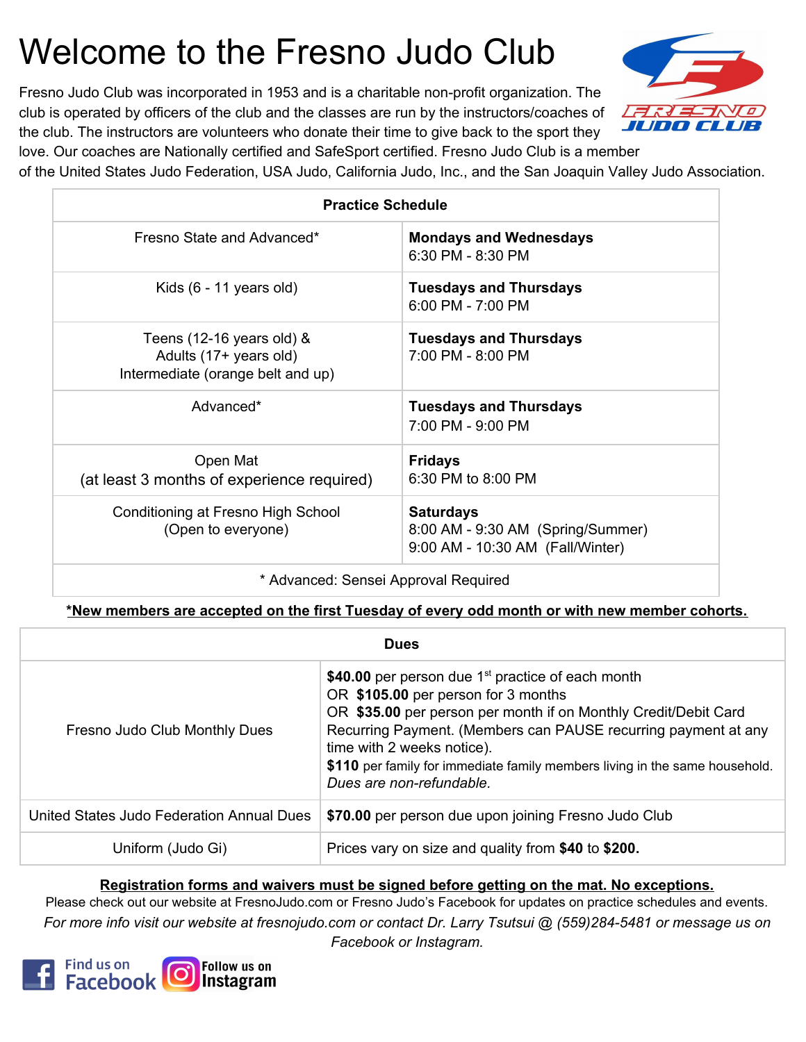# Welcome to the Fresno Judo Club

Fresno Judo Club was incorporated in 1953 and is a charitable non-profit organization. The club is operated by officers of the club and the classes are run by the instructors/coaches of the club. The instructors are volunteers who donate their time to give back to the sport they love. Our coaches are Nationally certified and SafeSport certified. Fresno Judo Club is a member of the United States Judo Federation, USA Judo, California Judo, Inc., and the San Joaquin Valley Judo Association.

| Practice Schedule | |
|---|---|
| Fresno State and Advanced* | **Mondays and Wednesdays**<br>6:30 PM - 8:30 PM |
| Kids (6 - 11 years old) | **Tuesdays and Thursdays**<br>6:00 PM - 7:00 PM |
| Teens (12-16 years old) &<br>Adults (17+ years old)<br>Intermediate (orange belt and up) | **Tuesdays and Thursdays**<br>7:00 PM - 8:00 PM |
| Advanced* | **Tuesdays and Thursdays**<br>7:00 PM - 9:00 PM |
| Open Mat<br>(at least 3 months of experience required) | **Fridays**<br>6:30 PM to 8:00 PM |
| Conditioning at Fresno High School<br>(Open to everyone) | **Saturdays**<br>8:00 AM - 9:30 AM (Spring/Summer)<br>9:00 AM - 10:30 AM (Fall/Winter) |
| * Advanced: Sensei Approval Required | |

**\*New members are accepted on the first Tuesday of every odd month or with new member cohorts.**

| Dues | |
|---|---|
| Fresno Judo Club Monthly Dues | **$40.00** per person due 1st practice of each month<br>OR **$105.00** per person for 3 months<br>OR **$35.00** per person per month if on Monthly Credit/Debit Card Recurring Payment. (Members can PAUSE recurring payment at any time with 2 weeks notice).<br>**$110** per family for immediate family members living in the same household.<br>*Dues are non-refundable.* |
| United States Judo Federation Annual Dues | **$70.00** per person due upon joining Fresno Judo Club |
| Uniform (Judo Gi) | Prices vary on size and quality from **$40** to **$200.** |

**Registration forms and waivers must be signed before getting on the mat. No exceptions.**

Please check out our website at FresnoJudo.com or Fresno Judo's Facebook for updates on practice schedules and events.

*For more info visit our website at fresnojudo.com or contact Dr. Larry Tsutsui @ (559)284-5481 or message us on Facebook or Instagram.*

Find us on Facebook | Follow us on Instagram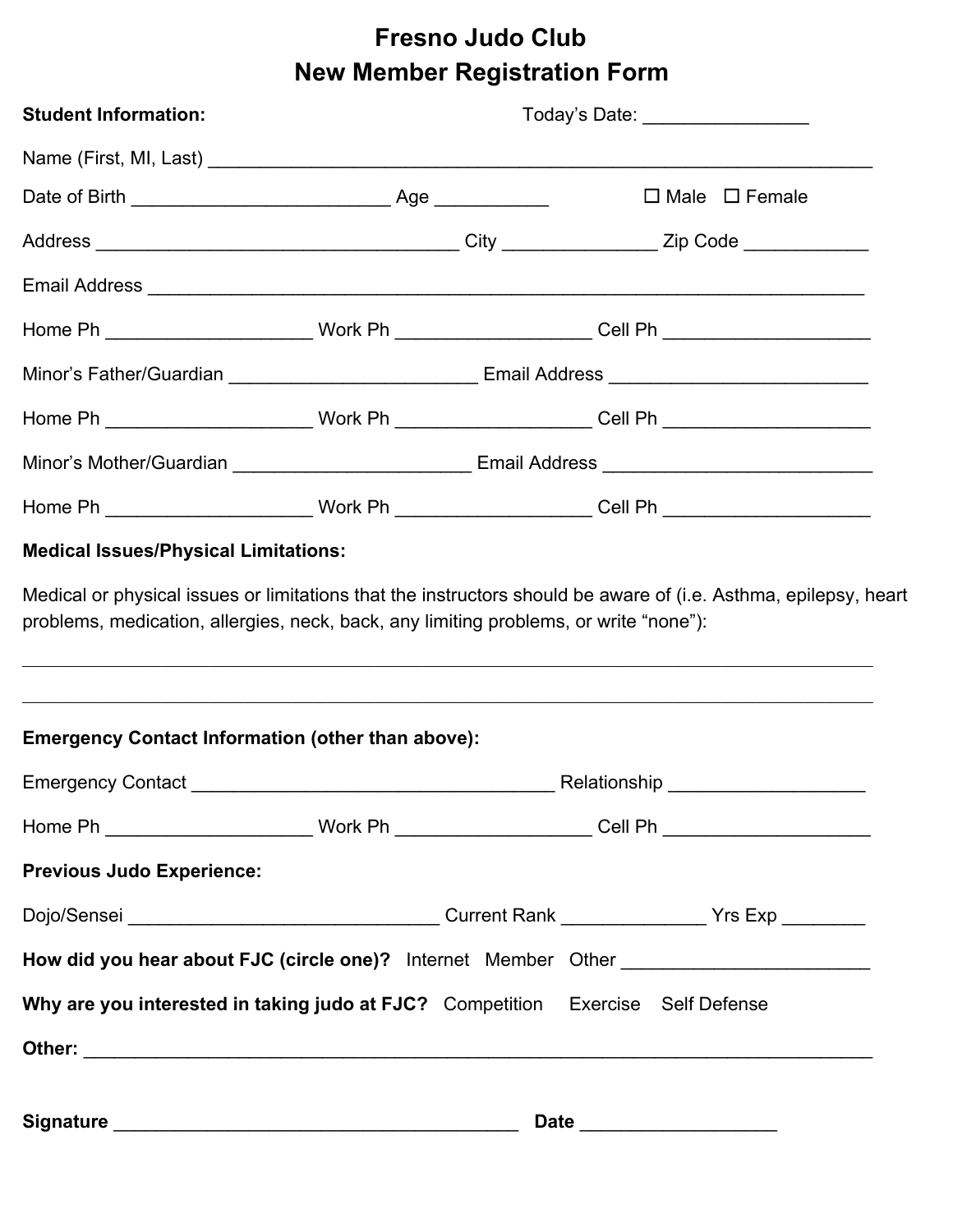# Fresno Judo Club
# New Member Registration Form

**Student Information:** Today's Date: _______________

Name (First, MI, Last) ____________________________________________________________

Date of Birth ________________________ Age ___________ ☐ Male ☐ Female

Address __________________________________ City ______________ Zip Code ___________

Email Address ______________________________________________________________

Home Ph ___________________ Work Ph __________________ Cell Ph ___________________

Minor's Father/Guardian _______________________ Email Address ________________________

Home Ph ___________________ Work Ph __________________ Cell Ph ___________________

Minor's Mother/Guardian ______________________ Email Address _________________________

Home Ph ___________________ Work Ph __________________ Cell Ph ___________________

**Medical Issues/Physical Limitations:**

Medical or physical issues or limitations that the instructors should be aware of (i.e. Asthma, epilepsy, heart problems, medication, allergies, neck, back, any limiting problems, or write "none"):

______________________________________________________________________________

______________________________________________________________________________

**Emergency Contact Information (other than above):**

Emergency Contact __________________________________ Relationship __________________

Home Ph ___________________ Work Ph __________________ Cell Ph ___________________

**Previous Judo Experience:**

Dojo/Sensei _____________________________ Current Rank _____________ Yrs Exp ________

**How did you hear about FJC (circle one)?** Internet Member Other _______________________

**Why are you interested in taking judo at FJC?** Competition Exercise Self Defense

**Other:** __________________________________________________________________________

**Signature** ______________________________________ **Date** __________________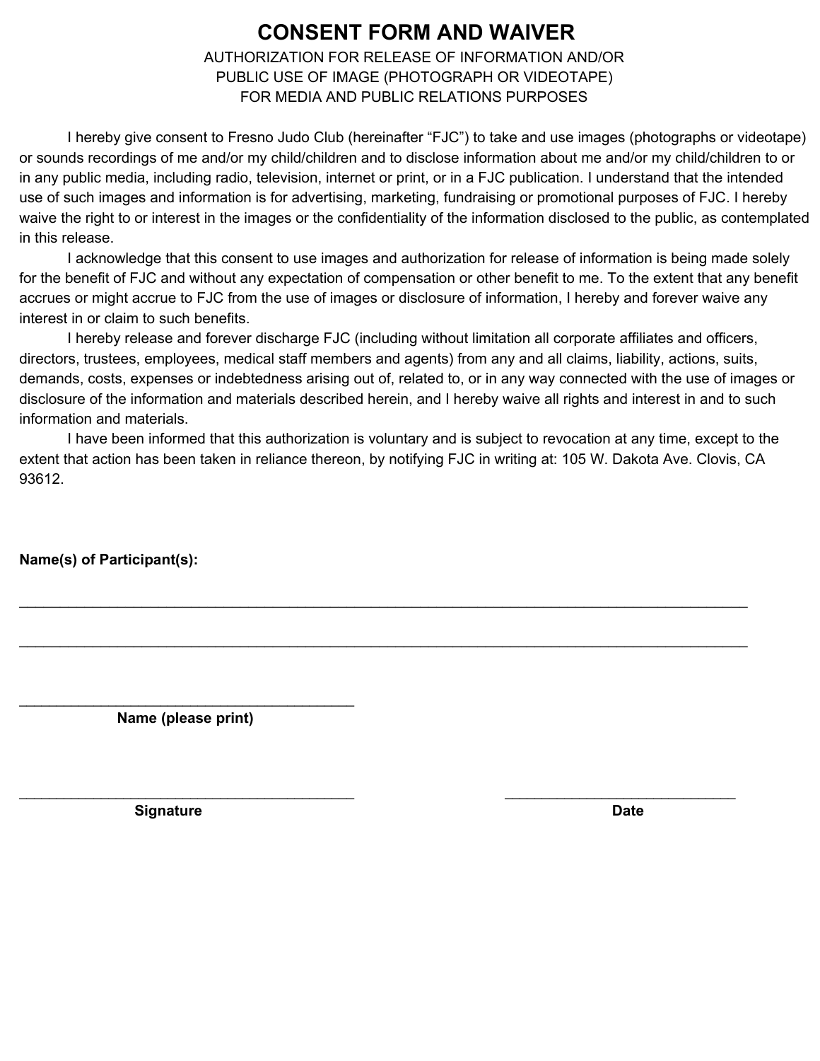# CONSENT FORM AND WAIVER

AUTHORIZATION FOR RELEASE OF INFORMATION AND/OR
PUBLIC USE OF IMAGE (PHOTOGRAPH OR VIDEOTAPE)
FOR MEDIA AND PUBLIC RELATIONS PURPOSES

I hereby give consent to Fresno Judo Club (hereinafter "FJC") to take and use images (photographs or videotape) or sounds recordings of me and/or my child/children and to disclose information about me and/or my child/children to or in any public media, including radio, television, internet or print, or in a FJC publication. I understand that the intended use of such images and information is for advertising, marketing, fundraising or promotional purposes of FJC. I hereby waive the right to or interest in the images or the confidentiality of the information disclosed to the public, as contemplated in this release.

I acknowledge that this consent to use images and authorization for release of information is being made solely for the benefit of FJC and without any expectation of compensation or other benefit to me. To the extent that any benefit accrues or might accrue to FJC from the use of images or disclosure of information, I hereby and forever waive any interest in or claim to such benefits.

I hereby release and forever discharge FJC (including without limitation all corporate affiliates and officers, directors, trustees, employees, medical staff members and agents) from any and all claims, liability, actions, suits, demands, costs, expenses or indebtedness arising out of, related to, or in any way connected with the use of images or disclosure of the information and materials described herein, and I hereby waive all rights and interest in and to such information and materials.

I have been informed that this authorization is voluntary and is subject to revocation at any time, except to the extent that action has been taken in reliance thereon, by notifying FJC in writing at: 105 W. Dakota Ave. Clovis, CA 93612.

**Name(s) of Participant(s):**

_______________________________________________________________________________

_______________________________________________________________________________

____________________________________
**Name (please print)**

____________________________________ ________________________
**Signature** **Date**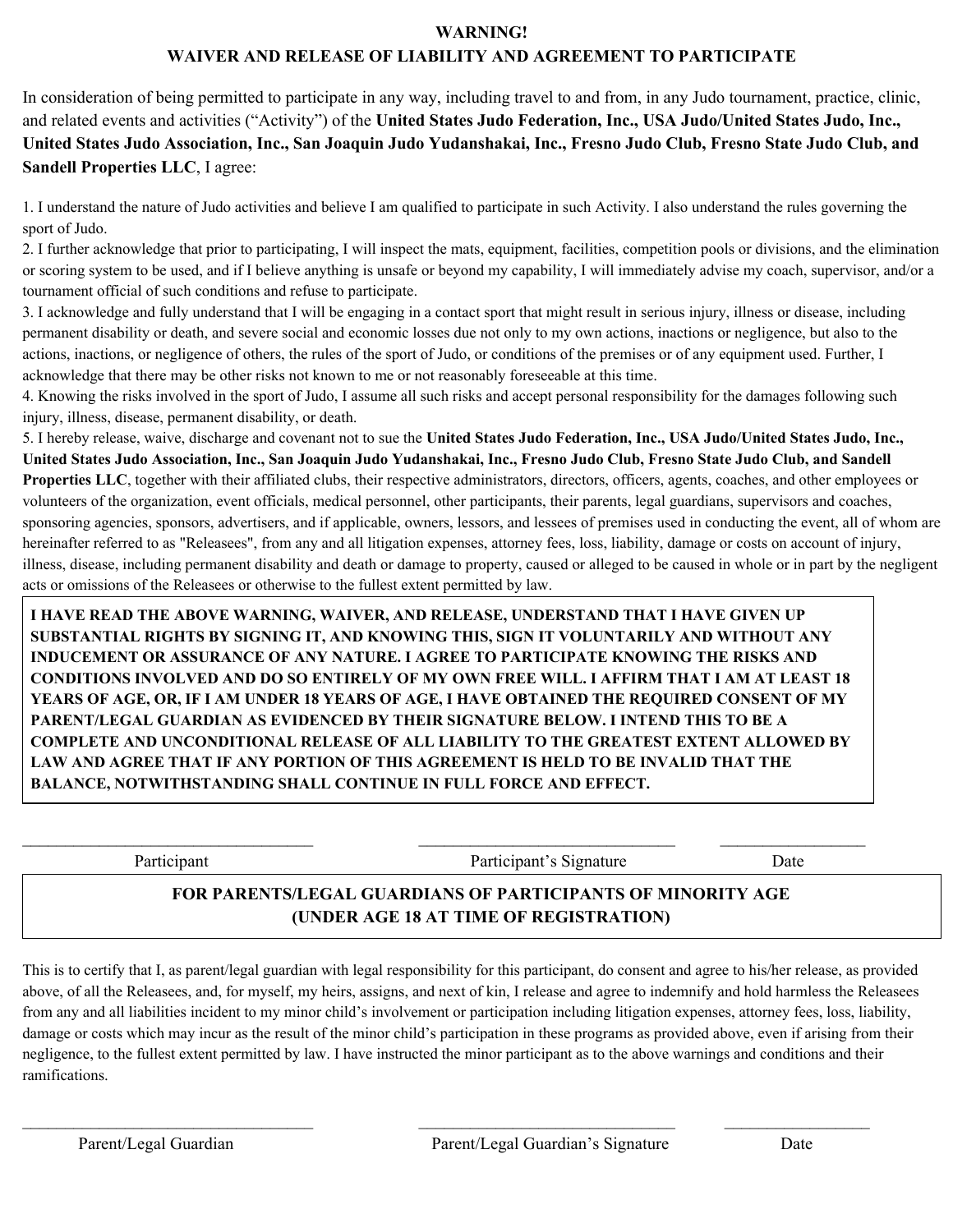# WARNING!

# WAIVER AND RELEASE OF LIABILITY AND AGREEMENT TO PARTICIPATE

In consideration of being permitted to participate in any way, including travel to and from, in any Judo tournament, practice, clinic, and related events and activities ("Activity") of the **United States Judo Federation, Inc., USA Judo/United States Judo, Inc., United States Judo Association, Inc., San Joaquin Judo Yudanshakai, Inc., Fresno Judo Club, Fresno State Judo Club, and Sandell Properties LLC**, I agree:

1. I understand the nature of Judo activities and believe I am qualified to participate in such Activity. I also understand the rules governing the sport of Judo.
2. I further acknowledge that prior to participating, I will inspect the mats, equipment, facilities, competition pools or divisions, and the elimination or scoring system to be used, and if I believe anything is unsafe or beyond my capability, I will immediately advise my coach, supervisor, and/or a tournament official of such conditions and refuse to participate.
3. I acknowledge and fully understand that I will be engaging in a contact sport that might result in serious injury, illness or disease, including permanent disability or death, and severe social and economic losses due not only to my own actions, inactions or negligence, but also to the actions, inactions, or negligence of others, the rules of the sport of Judo, or conditions of the premises or of any equipment used. Further, I acknowledge that there may be other risks not known to me or not reasonably foreseeable at this time.
4. Knowing the risks involved in the sport of Judo, I assume all such risks and accept personal responsibility for the damages following such injury, illness, disease, permanent disability, or death.
5. I hereby release, waive, discharge and covenant not to sue the **United States Judo Federation, Inc., USA Judo/United States Judo, Inc., United States Judo Association, Inc., San Joaquin Judo Yudanshakai, Inc., Fresno Judo Club, Fresno State Judo Club, and Sandell Properties LLC**, together with their affiliated clubs, their respective administrators, directors, officers, agents, coaches, and other employees or volunteers of the organization, event officials, medical personnel, other participants, their parents, legal guardians, supervisors and coaches, sponsoring agencies, sponsors, advertisers, and if applicable, owners, lessors, and lessees of premises used in conducting the event, all of whom are hereinafter referred to as "Releasees", from any and all litigation expenses, attorney fees, loss, liability, damage or costs on account of injury, illness, disease, including permanent disability and death or damage to property, caused or alleged to be caused in whole or in part by the negligent acts or omissions of the Releasees or otherwise to the fullest extent permitted by law.

**I HAVE READ THE ABOVE WARNING, WAIVER, AND RELEASE, UNDERSTAND THAT I HAVE GIVEN UP SUBSTANTIAL RIGHTS BY SIGNING IT, AND KNOWING THIS, SIGN IT VOLUNTARILY AND WITHOUT ANY INDUCEMENT OR ASSURANCE OF ANY NATURE. I AGREE TO PARTICIPATE KNOWING THE RISKS AND CONDITIONS INVOLVED AND DO SO ENTIRELY OF MY OWN FREE WILL. I AFFIRM THAT I AM AT LEAST 18 YEARS OF AGE, OR, IF I AM UNDER 18 YEARS OF AGE, I HAVE OBTAINED THE REQUIRED CONSENT OF MY PARENT/LEGAL GUARDIAN AS EVIDENCED BY THEIR SIGNATURE BELOW. I INTEND THIS TO BE A COMPLETE AND UNCONDITIONAL RELEASE OF ALL LIABILITY TO THE GREATEST EXTENT ALLOWED BY LAW AND AGREE THAT IF ANY PORTION OF THIS AGREEMENT IS HELD TO BE INVALID THAT THE BALANCE, NOTWITHSTANDING SHALL CONTINUE IN FULL FORCE AND EFFECT.**

| ______________________________ | ______________________________ | ________________ |
|---|---|---|
| Participant | Participant's Signature | Date |

**FOR PARENTS/LEGAL GUARDIANS OF PARTICIPANTS OF MINORITY AGE (UNDER AGE 18 AT TIME OF REGISTRATION)**

This is to certify that I, as parent/legal guardian with legal responsibility for this participant, do consent and agree to his/her release, as provided above, of all the Releasees, and, for myself, my heirs, assigns, and next of kin, I release and agree to indemnify and hold harmless the Releasees from any and all liabilities incident to my minor child's involvement or participation including litigation expenses, attorney fees, loss, liability, damage or costs which may incur as the result of the minor child's participation in these programs as provided above, even if arising from their negligence, to the fullest extent permitted by law. I have instructed the minor participant as to the above warnings and conditions and their ramifications.

| ______________________________ | ______________________________ | ________________ |
|---|---|---|
| Parent/Legal Guardian | Parent/Legal Guardian's Signature | Date |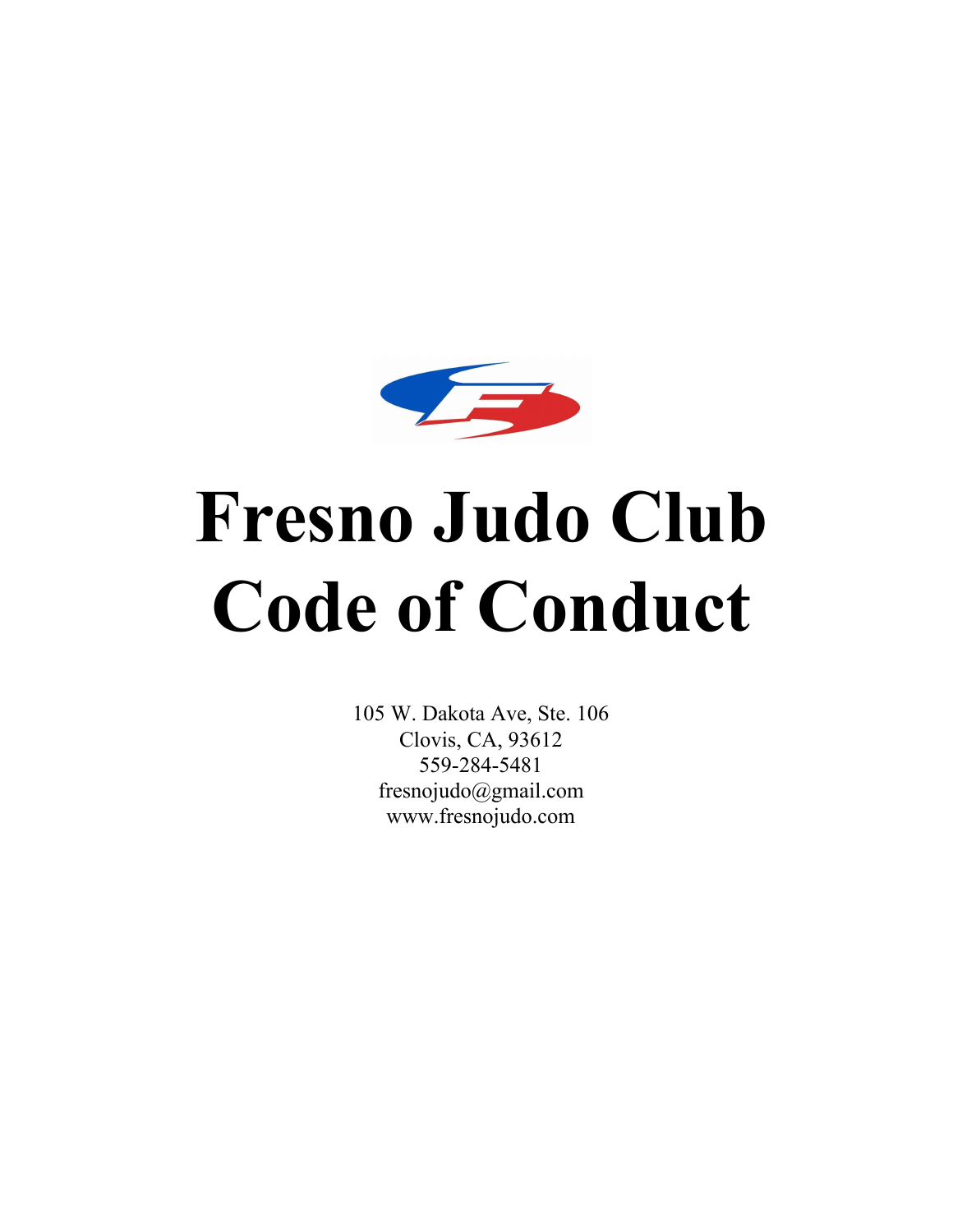# Fresno Judo Club Code of Conduct

105 W. Dakota Ave, Ste. 106
Clovis, CA, 93612
559-284-5481
fresnojudo@gmail.com
www.fresnojudo.com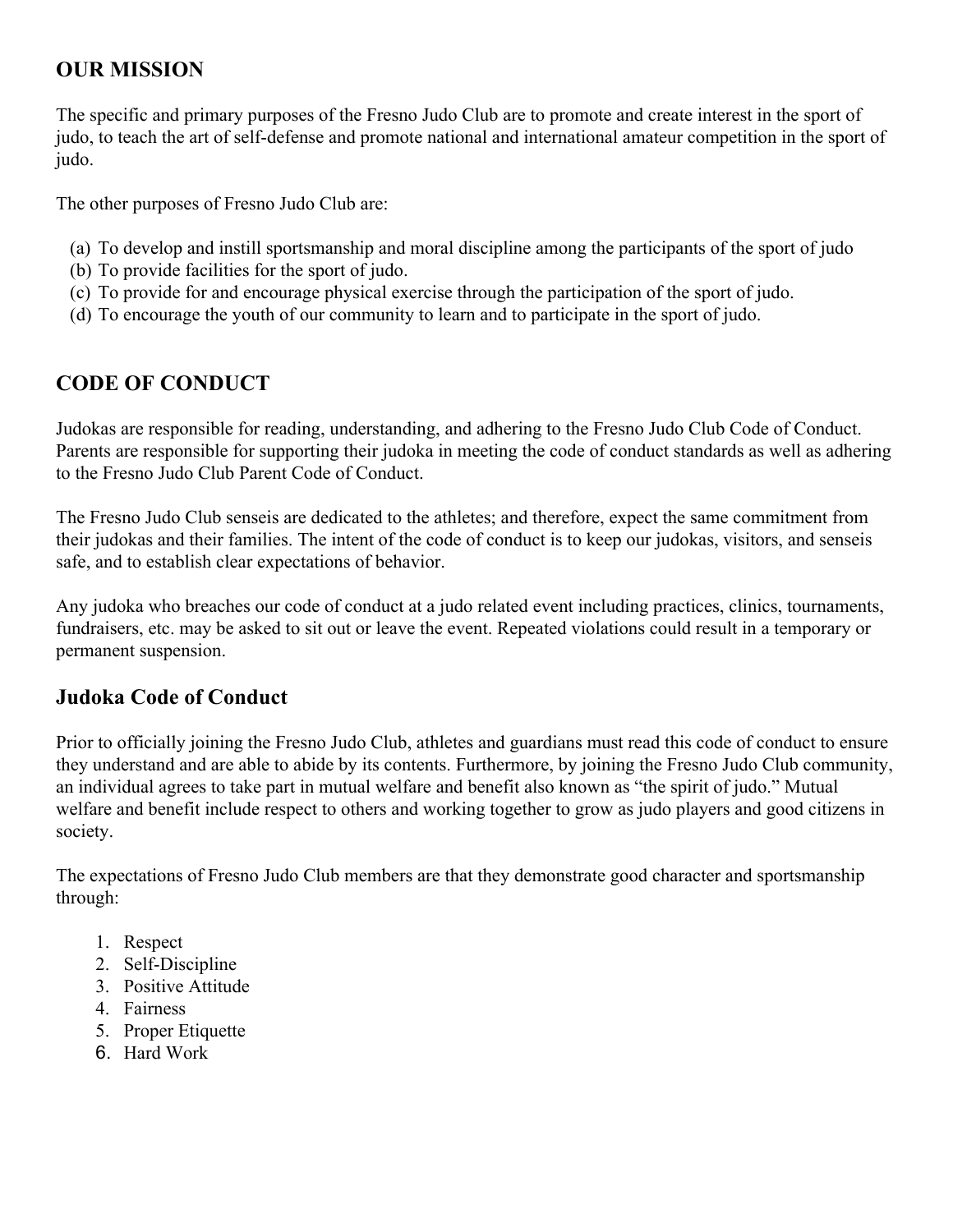## OUR MISSION

The specific and primary purposes of the Fresno Judo Club are to promote and create interest in the sport of judo, to teach the art of self-defense and promote national and international amateur competition in the sport of judo.

The other purposes of Fresno Judo Club are:

(a) To develop and instill sportsmanship and moral discipline among the participants of the sport of judo
(b) To provide facilities for the sport of judo.
(c) To provide for and encourage physical exercise through the participation of the sport of judo.
(d) To encourage the youth of our community to learn and to participate in the sport of judo.

## CODE OF CONDUCT

Judokas are responsible for reading, understanding, and adhering to the Fresno Judo Club Code of Conduct. Parents are responsible for supporting their judoka in meeting the code of conduct standards as well as adhering to the Fresno Judo Club Parent Code of Conduct.

The Fresno Judo Club senseis are dedicated to the athletes; and therefore, expect the same commitment from their judokas and their families. The intent of the code of conduct is to keep our judokas, visitors, and senseis safe, and to establish clear expectations of behavior.

Any judoka who breaches our code of conduct at a judo related event including practices, clinics, tournaments, fundraisers, etc. may be asked to sit out or leave the event. Repeated violations could result in a temporary or permanent suspension.

## Judoka Code of Conduct

Prior to officially joining the Fresno Judo Club, athletes and guardians must read this code of conduct to ensure they understand and are able to abide by its contents. Furthermore, by joining the Fresno Judo Club community, an individual agrees to take part in mutual welfare and benefit also known as "the spirit of judo." Mutual welfare and benefit include respect to others and working together to grow as judo players and good citizens in society.

The expectations of Fresno Judo Club members are that they demonstrate good character and sportsmanship through:

1. Respect
2. Self-Discipline
3. Positive Attitude
4. Fairness
5. Proper Etiquette
6. Hard Work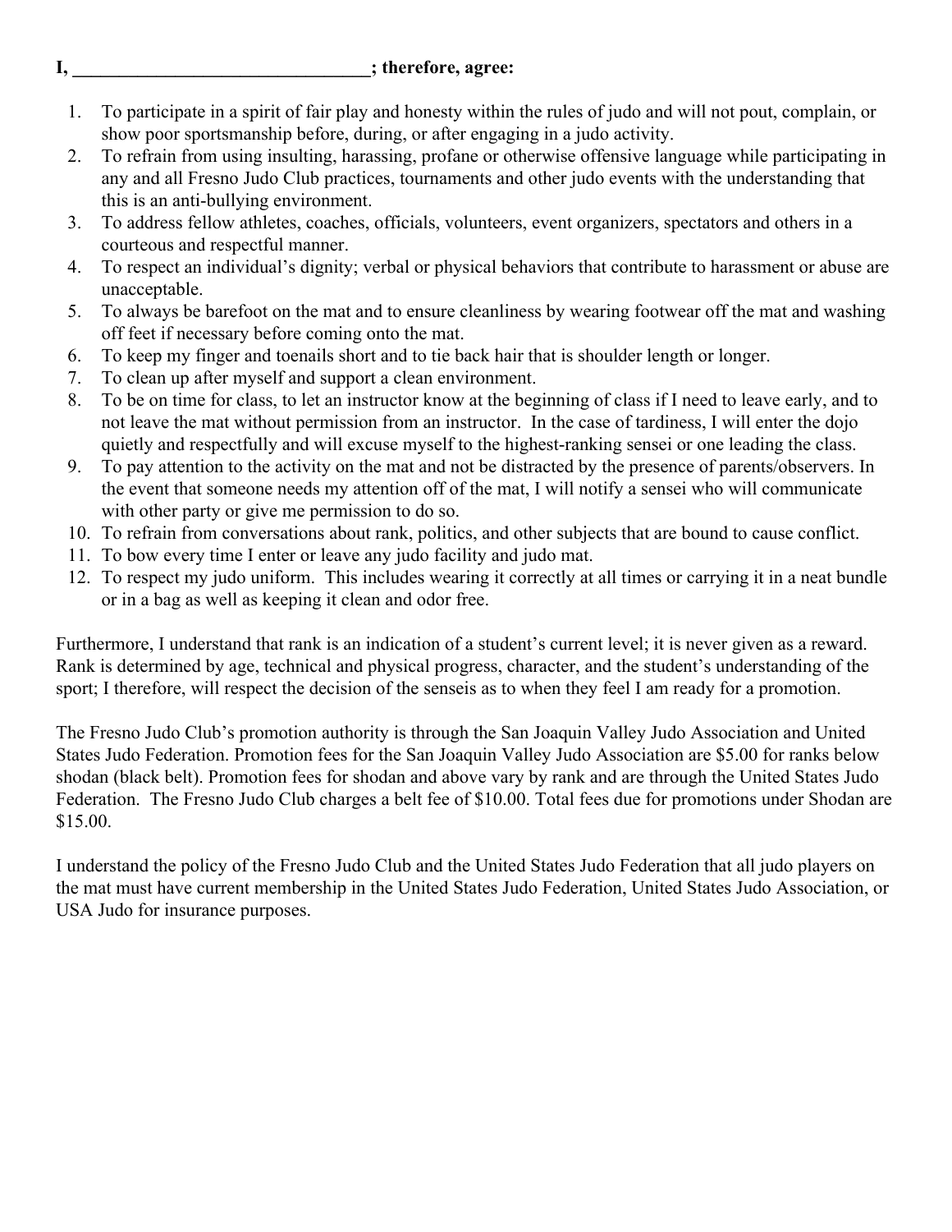**I, _______________________________; therefore, agree:**

1. To participate in a spirit of fair play and honesty within the rules of judo and will not pout, complain, or show poor sportsmanship before, during, or after engaging in a judo activity.
2. To refrain from using insulting, harassing, profane or otherwise offensive language while participating in any and all Fresno Judo Club practices, tournaments and other judo events with the understanding that this is an anti-bullying environment.
3. To address fellow athletes, coaches, officials, volunteers, event organizers, spectators and others in a courteous and respectful manner.
4. To respect an individual's dignity; verbal or physical behaviors that contribute to harassment or abuse are unacceptable.
5. To always be barefoot on the mat and to ensure cleanliness by wearing footwear off the mat and washing off feet if necessary before coming onto the mat.
6. To keep my finger and toenails short and to tie back hair that is shoulder length or longer.
7. To clean up after myself and support a clean environment.
8. To be on time for class, to let an instructor know at the beginning of class if I need to leave early, and to not leave the mat without permission from an instructor. In the case of tardiness, I will enter the dojo quietly and respectfully and will excuse myself to the highest-ranking sensei or one leading the class.
9. To pay attention to the activity on the mat and not be distracted by the presence of parents/observers. In the event that someone needs my attention off of the mat, I will notify a sensei who will communicate with other party or give me permission to do so.
10. To refrain from conversations about rank, politics, and other subjects that are bound to cause conflict.
11. To bow every time I enter or leave any judo facility and judo mat.
12. To respect my judo uniform. This includes wearing it correctly at all times or carrying it in a neat bundle or in a bag as well as keeping it clean and odor free.

Furthermore, I understand that rank is an indication of a student's current level; it is never given as a reward. Rank is determined by age, technical and physical progress, character, and the student's understanding of the sport; I therefore, will respect the decision of the senseis as to when they feel I am ready for a promotion.

The Fresno Judo Club's promotion authority is through the San Joaquin Valley Judo Association and United States Judo Federation. Promotion fees for the San Joaquin Valley Judo Association are $5.00 for ranks below shodan (black belt). Promotion fees for shodan and above vary by rank and are through the United States Judo Federation. The Fresno Judo Club charges a belt fee of $10.00. Total fees due for promotions under Shodan are $15.00.

I understand the policy of the Fresno Judo Club and the United States Judo Federation that all judo players on the mat must have current membership in the United States Judo Federation, United States Judo Association, or USA Judo for insurance purposes.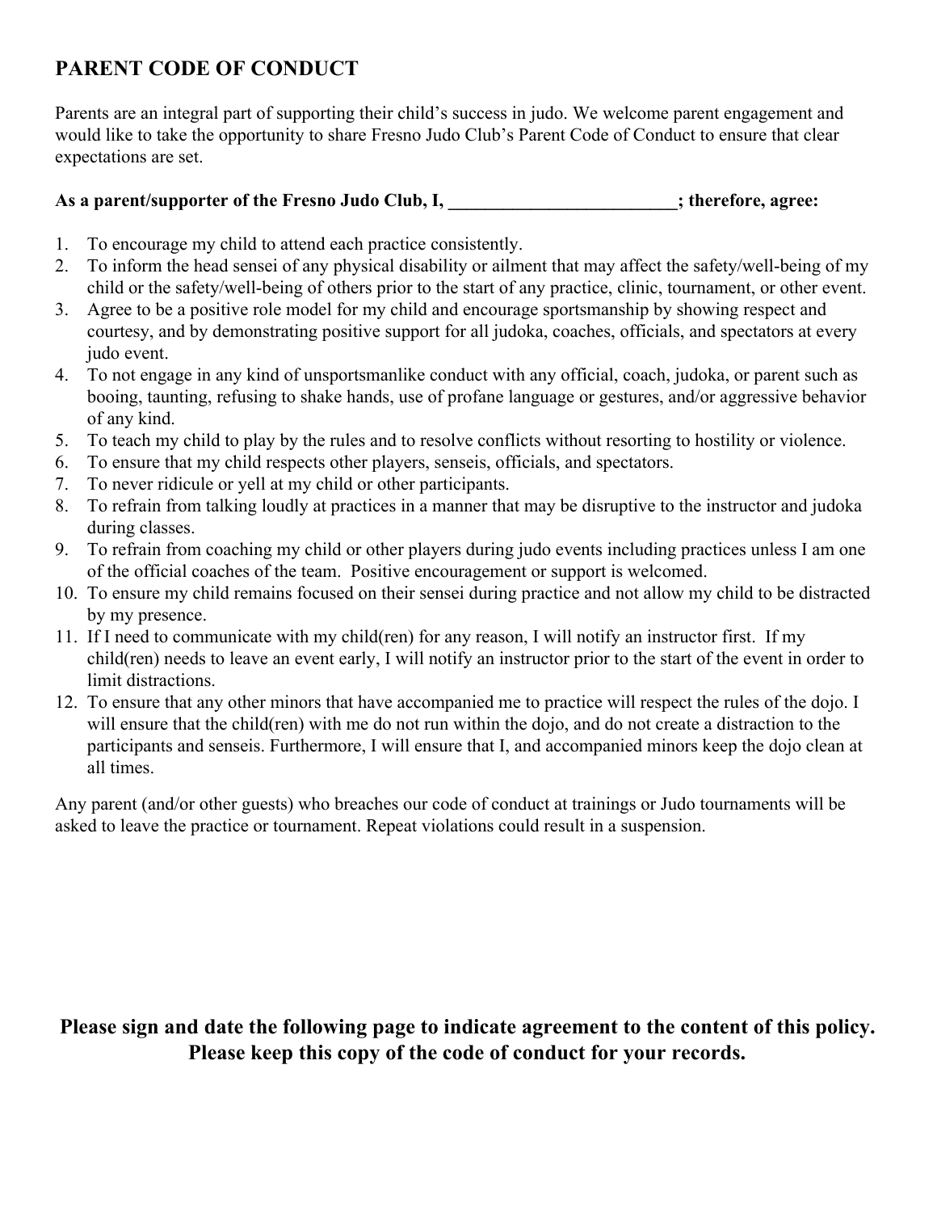# PARENT CODE OF CONDUCT

Parents are an integral part of supporting their child's success in judo. We welcome parent engagement and would like to take the opportunity to share Fresno Judo Club's Parent Code of Conduct to ensure that clear expectations are set.

**As a parent/supporter of the Fresno Judo Club, I, _________________________; therefore, agree:**

1. To encourage my child to attend each practice consistently.
2. To inform the head sensei of any physical disability or ailment that may affect the safety/well-being of my child or the safety/well-being of others prior to the start of any practice, clinic, tournament, or other event.
3. Agree to be a positive role model for my child and encourage sportsmanship by showing respect and courtesy, and by demonstrating positive support for all judoka, coaches, officials, and spectators at every judo event.
4. To not engage in any kind of unsportsmanlike conduct with any official, coach, judoka, or parent such as booing, taunting, refusing to shake hands, use of profane language or gestures, and/or aggressive behavior of any kind.
5. To teach my child to play by the rules and to resolve conflicts without resorting to hostility or violence.
6. To ensure that my child respects other players, senseis, officials, and spectators.
7. To never ridicule or yell at my child or other participants.
8. To refrain from talking loudly at practices in a manner that may be disruptive to the instructor and judoka during classes.
9. To refrain from coaching my child or other players during judo events including practices unless I am one of the official coaches of the team. Positive encouragement or support is welcomed.
10. To ensure my child remains focused on their sensei during practice and not allow my child to be distracted by my presence.
11. If I need to communicate with my child(ren) for any reason, I will notify an instructor first. If my child(ren) needs to leave an event early, I will notify an instructor prior to the start of the event in order to limit distractions.
12. To ensure that any other minors that have accompanied me to practice will respect the rules of the dojo. I will ensure that the child(ren) with me do not run within the dojo, and do not create a distraction to the participants and senseis. Furthermore, I will ensure that I, and accompanied minors keep the dojo clean at all times.

Any parent (and/or other guests) who breaches our code of conduct at trainings or Judo tournaments will be asked to leave the practice or tournament. Repeat violations could result in a suspension.

**Please sign and date the following page to indicate agreement to the content of this policy. Please keep this copy of the code of conduct for your records.**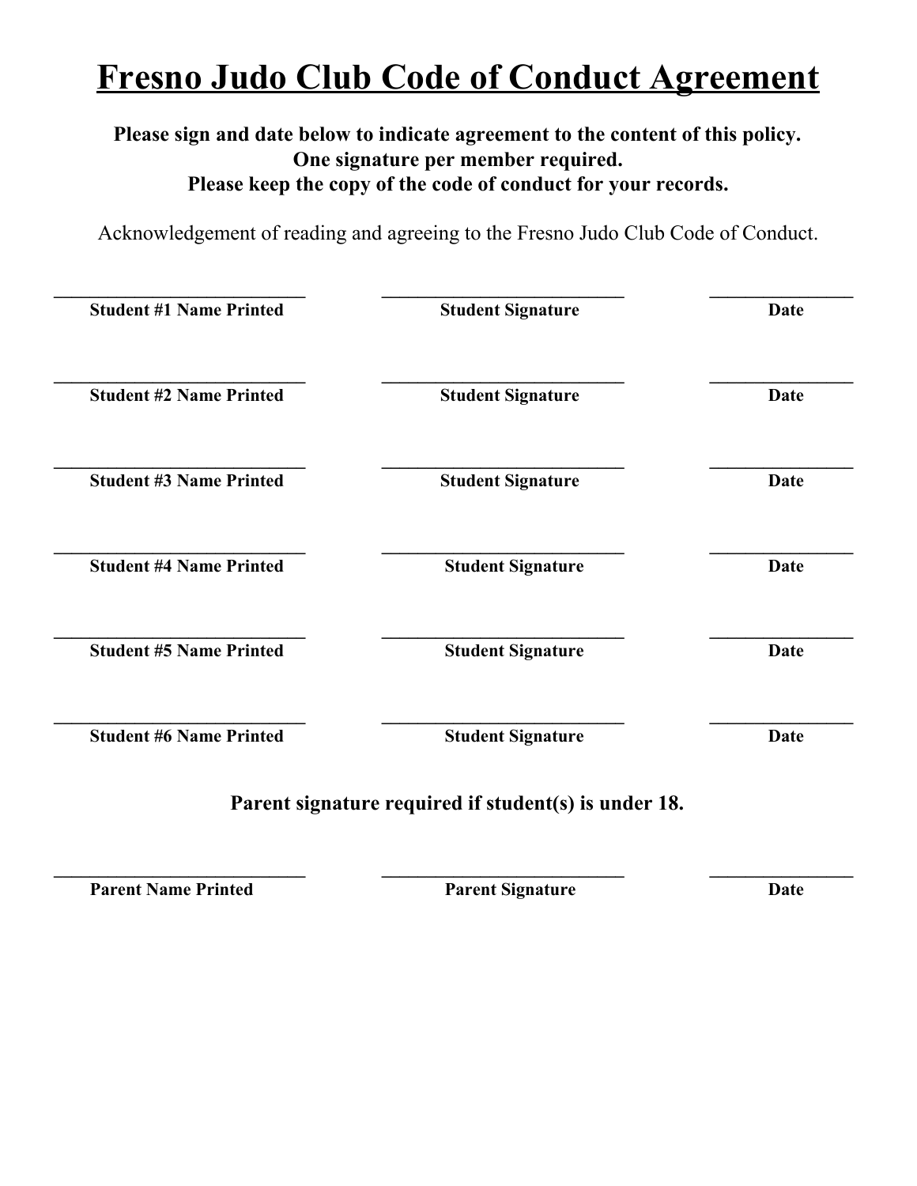# Fresno Judo Club Code of Conduct Agreement

**Please sign and date below to indicate agreement to the content of this policy.**
**One signature per member required.**
**Please keep the copy of the code of conduct for your records.**

Acknowledgement of reading and agreeing to the Fresno Judo Club Code of Conduct.

| ___________________________ | ___________________________ | _______________ |
|---|---|---|
| **Student #1 Name Printed** | **Student Signature** | **Date** |
| ___________________________ | ___________________________ | _______________ |
| **Student #2 Name Printed** | **Student Signature** | **Date** |
| ___________________________ | ___________________________ | _______________ |
| **Student #3 Name Printed** | **Student Signature** | **Date** |
| ___________________________ | ___________________________ | _______________ |
| **Student #4 Name Printed** | **Student Signature** | **Date** |
| ___________________________ | ___________________________ | _______________ |
| **Student #5 Name Printed** | **Student Signature** | **Date** |
| ___________________________ | ___________________________ | _______________ |
| **Student #6 Name Printed** | **Student Signature** | **Date** |

**Parent signature required if student(s) is under 18.**

| ___________________________ | ___________________________ | _______________ |
|---|---|---|
| **Parent Name Printed** | **Parent Signature** | **Date** |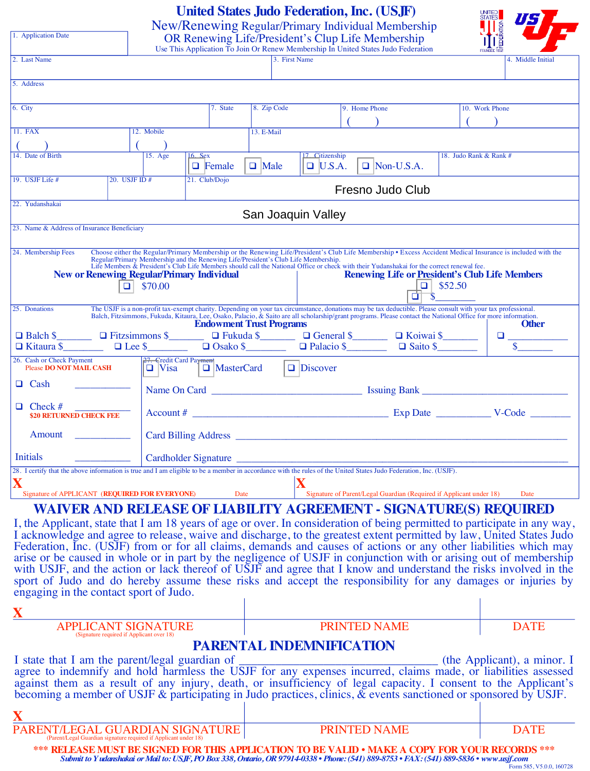# United States Judo Federation, Inc. (USJF)

## New/Renewing Regular/Primary Individual Membership OR Renewing Life/President's Clup Life Membership

Use This Application To Join Or Renew Membership In United States Judo Federation

| | | | |
|---|---|---|---|
| 1. Application Date | | | |
| 2. Last Name | 3. First Name | | 4. Middle Initial |
| 5. Address | | | |
| 6. City | 7. State | 8. Zip Code | 9. Home Phone ( ) |
| 10. Work Phone ( ) | 11. FAX ( ) | 12. Mobile ( ) | 13. E-Mail |
| 14. Date of Birth | 15. Age | 16. Sex ❑ Female ❑ Male | 17. Citizenship ❑ U.S.A. ❑ Non-U.S.A. |
| 18. Judo Rank & Rank # | 19. USJF Life # | 20. USJF ID # | 21. Club/Dojo: Fresno Judo Club |
| 22. Yudanshakai: San Joaquin Valley | | | |
| 23. Name & Address of Insurance Beneficiary | | | |

24. Membership Fees — Choose either the Regular/Primary Membership or the Renewing Life/President's Club Life Membership • Excess Accident Medical Insurance is included with the Regular/Primary Membership and the Renewing Life/President's Club Life Membership. Life Members & President's Club Life Members should call the National Office or check with their Yudanshakai for the correct renewal fee.

**New or Renewing Regular/Primary Individual**
❑ $70.00

**Renewing Life or President's Club Life Members**
❑ $52.50
❑ $________

25. Donations — The USJF is a non-profit tax-exempt charity. Depending on your tax circumstance, donations may be tax deductible. Please consult with your tax professional. Balch, Fitzsimmons, Fukuda, Kitaura, Lee, Osako, Palacio, & Saito are all scholarship/grant programs. Please contact the National Office for more information.

**Endowment Trust Programs**

❑ Balch $_______ ❑ Fitzsimmons $_______ ❑ Fukuda $_______ ❑ General $_______ ❑ Koiwai $_______
❑ Kitaura $_______ ❑ Lee $_______ ❑ Osako $_______ ❑ Palacio $_______ ❑ Saito $_______

**Other**
❑ ____________ $_______

26. Cash or Check Payment — Please **DO NOT MAIL CASH**

❑ Cash ___________

❑ Check # ___________ **$20 RETURNED CHECK FEE**

Amount ___________

Initials ___________

27. Credit Card Payment

❑ Visa ❑ MasterCard ❑ Discover

Name On Card ______________________ Issuing Bank ______________________

Account # ______________________ Exp Date __________ V-Code __________

Card Billing Address ______________________

Cardholder Signature ______________________

28. I certify that the above information is true and I am eligible to be a member in accordance with the rules of the United States Judo Federation, Inc. (USJF).

**X** Signature of APPLICANT (**REQUIRED FOR EVERYONE**) Date

**X** Signature of Parent/Legal Guardian (Required if Applicant under 18) Date

## WAIVER AND RELEASE OF LIABILITY AGREEMENT - SIGNATURE(S) REQUIRED

I, the Applicant, state that I am 18 years of age or over. In consideration of being permitted to participate in any way, I acknowledge and agree to release, waive and discharge, to the greatest extent permitted by law, United States Judo Federation, Inc. (USJF) from or for all claims, demands and causes of actions or any other liabilities which may arise or be caused in whole or in part by the negligence of USJF in conjunction with or arising out of membership with USJF, and the action or lack thereof of USJF and agree that I know and understand the risks involved in the sport of Judo and do hereby assume these risks and accept the responsibility for any damages or injuries by engaging in the contact sport of Judo.

| **X** APPLICANT SIGNATURE (Signature required if Applicant over 18) | PRINTED NAME | DATE |
|---|---|---|

## PARENTAL INDEMNIFICATION

I state that I am the parent/legal guardian of ______________________ (the Applicant), a minor. I agree to indemnify and hold harmless the USJF for any expenses incurred, claims made, or liabilities assessed against them as a result of any injury, death, or insufficiency of legal capacity. I consent to the Applicant's becoming a member of USJF & participating in Judo practices, clinics, & events sanctioned or sponsored by USJF.

| **X** PARENT/LEGAL GUARDIAN SIGNATURE (Parent/Legal Guardian signature required if Applicant under 18) | PRINTED NAME | DATE |
|---|---|---|

**\*\*\* RELEASE MUST BE SIGNED FOR THIS APPLICATION TO BE VALID • MAKE A COPY FOR YOUR RECORDS \*\*\***

***Submit to Yudanshakai or Mail to: USJF, PO Box 338, Ontario, OR 97914-0338 • Phone: (541) 889-8753 • FAX: (541) 889-5836 • www.usjf.com***

Form 585, V5.0.0, 160728